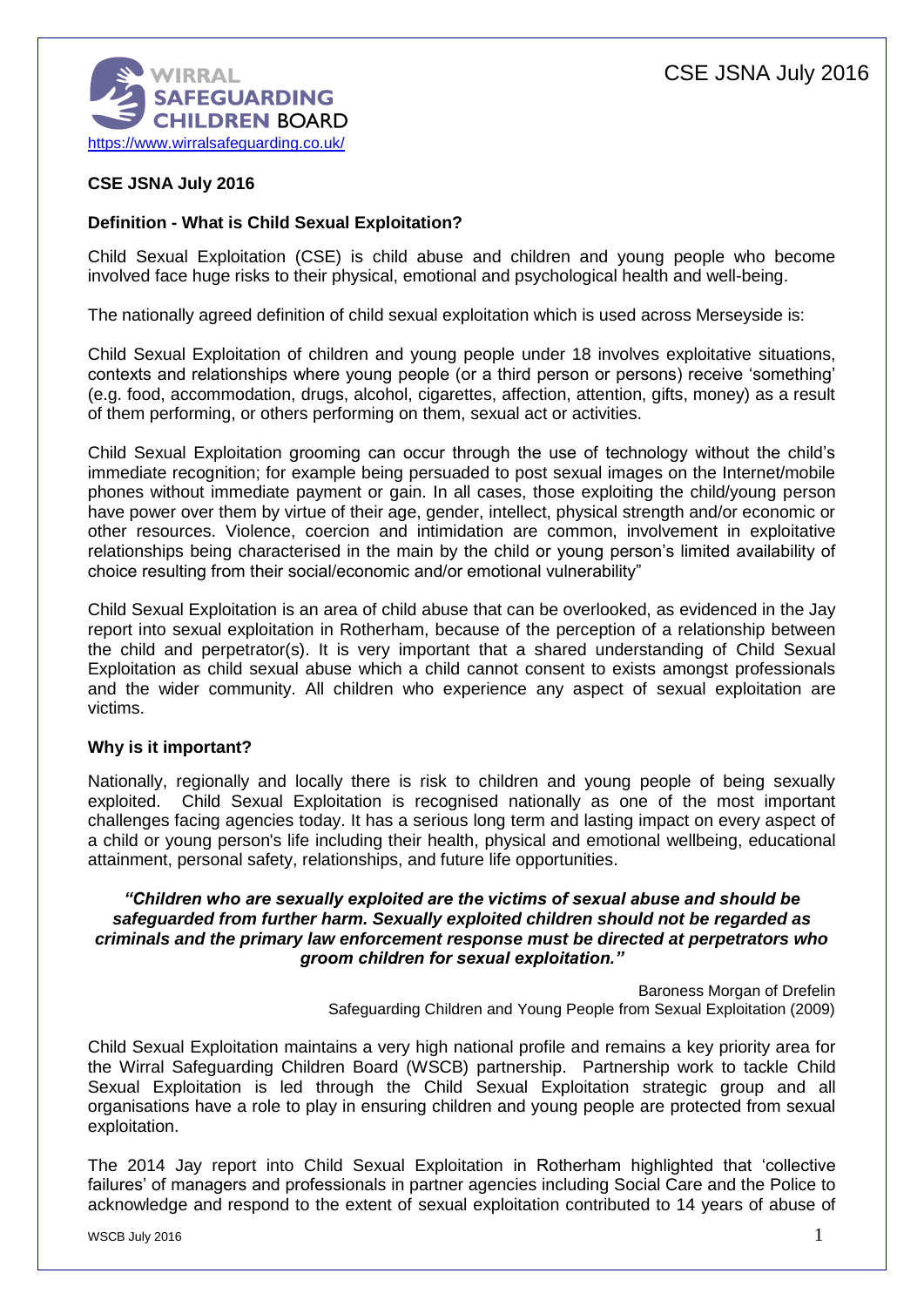WIRRAL SAFEGUARDING CHILDREN BOARD

https://www.wirralsafeguarding.co.uk/

# CSE JSNA July 2016

## Definition - What is Child Sexual Exploitation?

Child Sexual Exploitation (CSE) is child abuse and children and young people who become involved face huge risks to their physical, emotional and psychological health and well-being.

The nationally agreed definition of child sexual exploitation which is used across Merseyside is:

Child Sexual Exploitation of children and young people under 18 involves exploitative situations, contexts and relationships where young people (or a third person or persons) receive 'something' (e.g. food, accommodation, drugs, alcohol, cigarettes, affection, attention, gifts, money) as a result of them performing, or others performing on them, sexual act or activities.

Child Sexual Exploitation grooming can occur through the use of technology without the child's immediate recognition; for example being persuaded to post sexual images on the Internet/mobile phones without immediate payment or gain. In all cases, those exploiting the child/young person have power over them by virtue of their age, gender, intellect, physical strength and/or economic or other resources. Violence, coercion and intimidation are common, involvement in exploitative relationships being characterised in the main by the child or young person's limited availability of choice resulting from their social/economic and/or emotional vulnerability"

Child Sexual Exploitation is an area of child abuse that can be overlooked, as evidenced in the Jay report into sexual exploitation in Rotherham, because of the perception of a relationship between the child and perpetrator(s). It is very important that a shared understanding of Child Sexual Exploitation as child sexual abuse which a child cannot consent to exists amongst professionals and the wider community. All children who experience any aspect of sexual exploitation are victims.

## Why is it important?

Nationally, regionally and locally there is risk to children and young people of being sexually exploited. Child Sexual Exploitation is recognised nationally as one of the most important challenges facing agencies today. It has a serious long term and lasting impact on every aspect of a child or young person's life including their health, physical and emotional wellbeing, educational attainment, personal safety, relationships, and future life opportunities.

***"Children who are sexually exploited are the victims of sexual abuse and should be safeguarded from further harm. Sexually exploited children should not be regarded as criminals and the primary law enforcement response must be directed at perpetrators who groom children for sexual exploitation."***

Baroness Morgan of Drefelin
Safeguarding Children and Young People from Sexual Exploitation (2009)

Child Sexual Exploitation maintains a very high national profile and remains a key priority area for the Wirral Safeguarding Children Board (WSCB) partnership. Partnership work to tackle Child Sexual Exploitation is led through the Child Sexual Exploitation strategic group and all organisations have a role to play in ensuring children and young people are protected from sexual exploitation.

The 2014 Jay report into Child Sexual Exploitation in Rotherham highlighted that 'collective failures' of managers and professionals in partner agencies including Social Care and the Police to acknowledge and respond to the extent of sexual exploitation contributed to 14 years of abuse of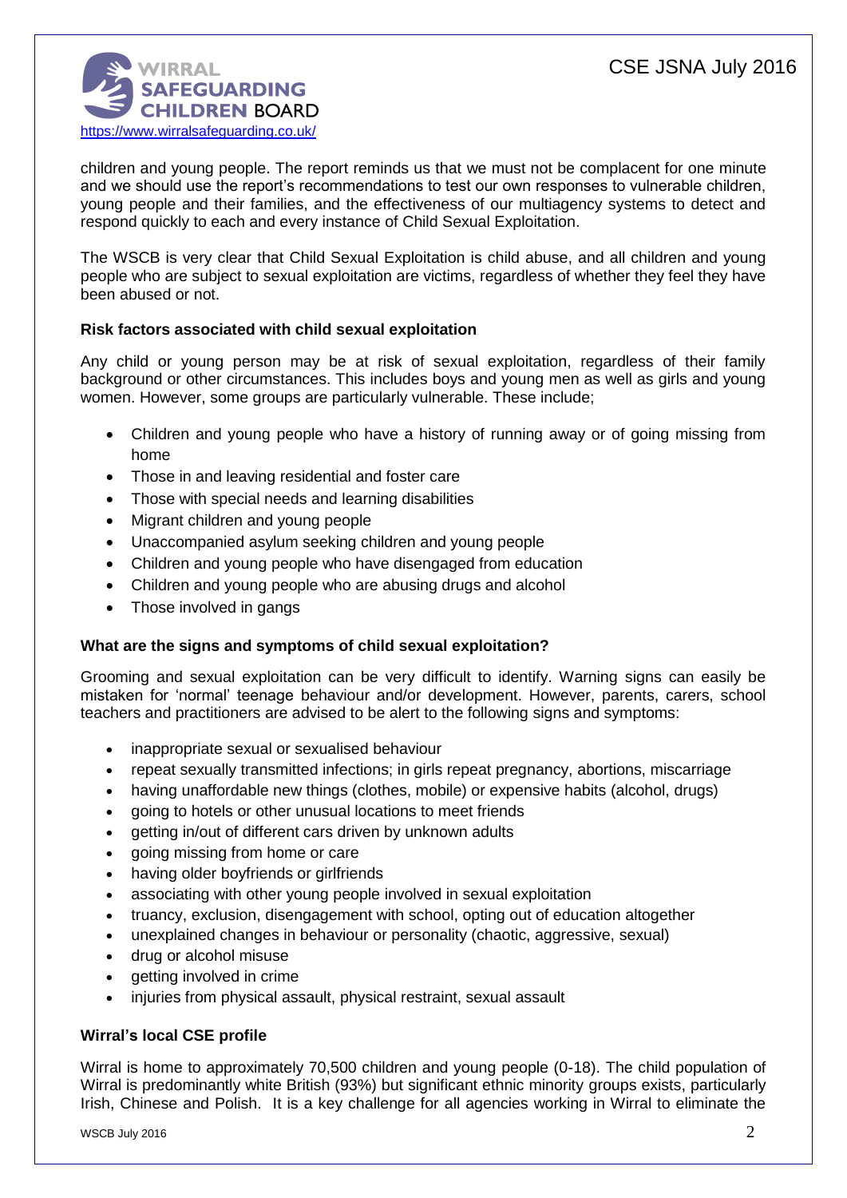children and young people. The report reminds us that we must not be complacent for one minute and we should use the report's recommendations to test our own responses to vulnerable children, young people and their families, and the effectiveness of our multiagency systems to detect and respond quickly to each and every instance of Child Sexual Exploitation.

The WSCB is very clear that Child Sexual Exploitation is child abuse, and all children and young people who are subject to sexual exploitation are victims, regardless of whether they feel they have been abused or not.

**Risk factors associated with child sexual exploitation**

Any child or young person may be at risk of sexual exploitation, regardless of their family background or other circumstances. This includes boys and young men as well as girls and young women. However, some groups are particularly vulnerable. These include;

- Children and young people who have a history of running away or of going missing from home
- Those in and leaving residential and foster care
- Those with special needs and learning disabilities
- Migrant children and young people
- Unaccompanied asylum seeking children and young people
- Children and young people who have disengaged from education
- Children and young people who are abusing drugs and alcohol
- Those involved in gangs

**What are the signs and symptoms of child sexual exploitation?**

Grooming and sexual exploitation can be very difficult to identify. Warning signs can easily be mistaken for 'normal' teenage behaviour and/or development. However, parents, carers, school teachers and practitioners are advised to be alert to the following signs and symptoms:

- inappropriate sexual or sexualised behaviour
- repeat sexually transmitted infections; in girls repeat pregnancy, abortions, miscarriage
- having unaffordable new things (clothes, mobile) or expensive habits (alcohol, drugs)
- going to hotels or other unusual locations to meet friends
- getting in/out of different cars driven by unknown adults
- going missing from home or care
- having older boyfriends or girlfriends
- associating with other young people involved in sexual exploitation
- truancy, exclusion, disengagement with school, opting out of education altogether
- unexplained changes in behaviour or personality (chaotic, aggressive, sexual)
- drug or alcohol misuse
- getting involved in crime
- injuries from physical assault, physical restraint, sexual assault

**Wirral's local CSE profile**

Wirral is home to approximately 70,500 children and young people (0-18). The child population of Wirral is predominantly white British (93%) but significant ethnic minority groups exists, particularly Irish, Chinese and Polish. It is a key challenge for all agencies working in Wirral to eliminate the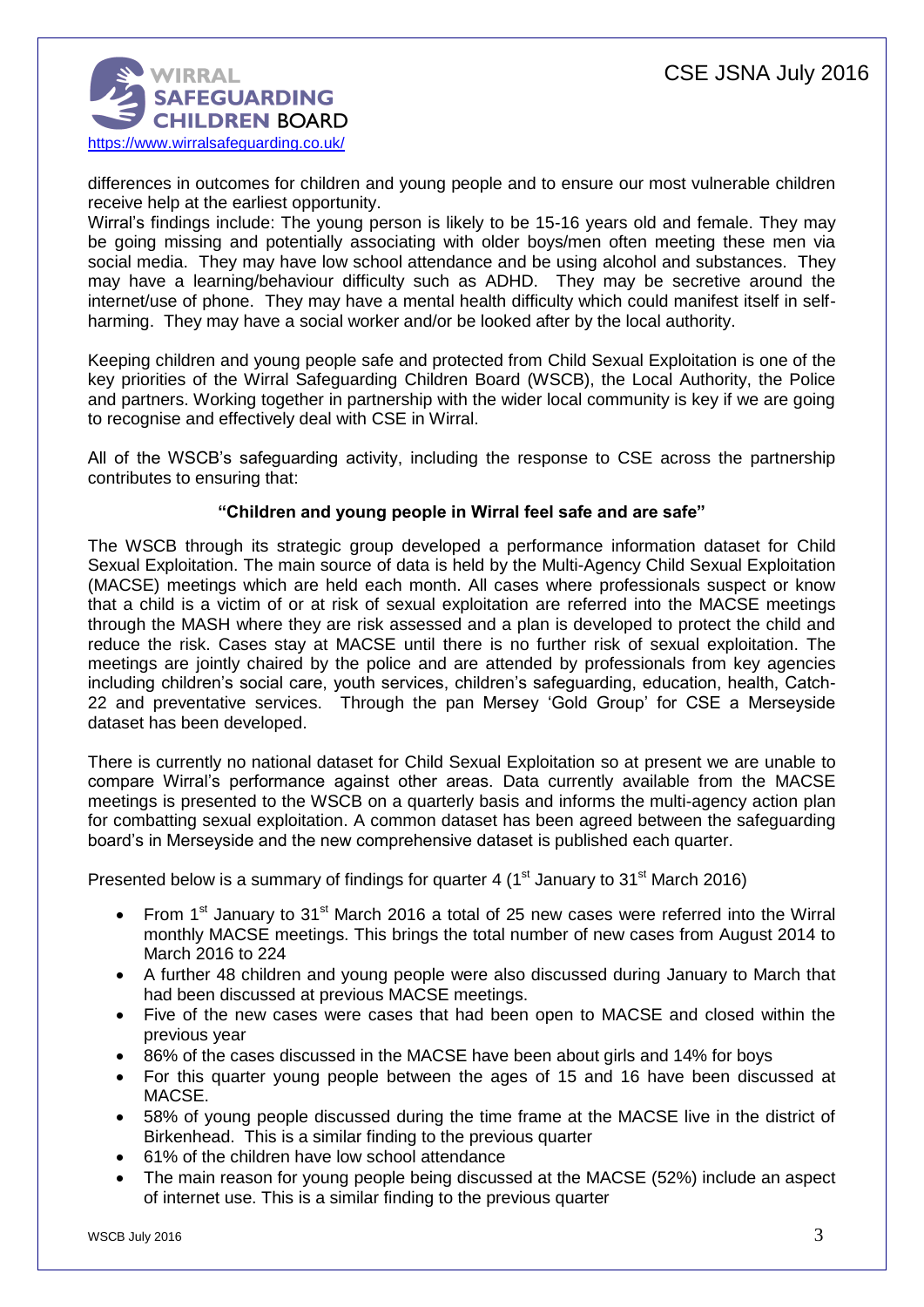differences in outcomes for children and young people and to ensure our most vulnerable children receive help at the earliest opportunity.
Wirral's findings include: The young person is likely to be 15-16 years old and female. They may be going missing and potentially associating with older boys/men often meeting these men via social media. They may have low school attendance and be using alcohol and substances. They may have a learning/behaviour difficulty such as ADHD. They may be secretive around the internet/use of phone. They may have a mental health difficulty which could manifest itself in self-harming. They may have a social worker and/or be looked after by the local authority.

Keeping children and young people safe and protected from Child Sexual Exploitation is one of the key priorities of the Wirral Safeguarding Children Board (WSCB), the Local Authority, the Police and partners. Working together in partnership with the wider local community is key if we are going to recognise and effectively deal with CSE in Wirral.

All of the WSCB's safeguarding activity, including the response to CSE across the partnership contributes to ensuring that:

**"Children and young people in Wirral feel safe and are safe"**

The WSCB through its strategic group developed a performance information dataset for Child Sexual Exploitation. The main source of data is held by the Multi-Agency Child Sexual Exploitation (MACSE) meetings which are held each month. All cases where professionals suspect or know that a child is a victim of or at risk of sexual exploitation are referred into the MACSE meetings through the MASH where they are risk assessed and a plan is developed to protect the child and reduce the risk. Cases stay at MACSE until there is no further risk of sexual exploitation. The meetings are jointly chaired by the police and are attended by professionals from key agencies including children's social care, youth services, children's safeguarding, education, health, Catch-22 and preventative services. Through the pan Mersey 'Gold Group' for CSE a Merseyside dataset has been developed.

There is currently no national dataset for Child Sexual Exploitation so at present we are unable to compare Wirral's performance against other areas. Data currently available from the MACSE meetings is presented to the WSCB on a quarterly basis and informs the multi-agency action plan for combatting sexual exploitation. A common dataset has been agreed between the safeguarding board's in Merseyside and the new comprehensive dataset is published each quarter.

Presented below is a summary of findings for quarter 4 (1st January to 31st March 2016)

- From 1st January to 31st March 2016 a total of 25 new cases were referred into the Wirral monthly MACSE meetings. This brings the total number of new cases from August 2014 to March 2016 to 224
- A further 48 children and young people were also discussed during January to March that had been discussed at previous MACSE meetings.
- Five of the new cases were cases that had been open to MACSE and closed within the previous year
- 86% of the cases discussed in the MACSE have been about girls and 14% for boys
- For this quarter young people between the ages of 15 and 16 have been discussed at MACSE.
- 58% of young people discussed during the time frame at the MACSE live in the district of Birkenhead. This is a similar finding to the previous quarter
- 61% of the children have low school attendance
- The main reason for young people being discussed at the MACSE (52%) include an aspect of internet use. This is a similar finding to the previous quarter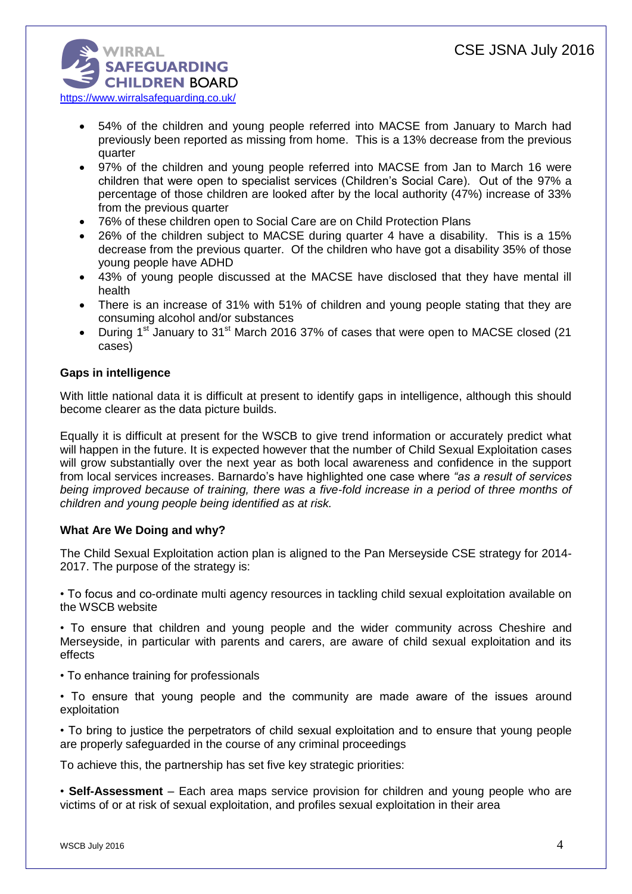- 54% of the children and young people referred into MACSE from January to March had previously been reported as missing from home. This is a 13% decrease from the previous quarter
- 97% of the children and young people referred into MACSE from Jan to March 16 were children that were open to specialist services (Children's Social Care). Out of the 97% a percentage of those children are looked after by the local authority (47%) increase of 33% from the previous quarter
- 76% of these children open to Social Care are on Child Protection Plans
- 26% of the children subject to MACSE during quarter 4 have a disability. This is a 15% decrease from the previous quarter. Of the children who have got a disability 35% of those young people have ADHD
- 43% of young people discussed at the MACSE have disclosed that they have mental ill health
- There is an increase of 31% with 51% of children and young people stating that they are consuming alcohol and/or substances
- During 1st January to 31st March 2016 37% of cases that were open to MACSE closed (21 cases)

**Gaps in intelligence**

With little national data it is difficult at present to identify gaps in intelligence, although this should become clearer as the data picture builds.

Equally it is difficult at present for the WSCB to give trend information or accurately predict what will happen in the future. It is expected however that the number of Child Sexual Exploitation cases will grow substantially over the next year as both local awareness and confidence in the support from local services increases. Barnardo's have highlighted one case where *"as a result of services being improved because of training, there was a five-fold increase in a period of three months of children and young people being identified as at risk.*

**What Are We Doing and why?**

The Child Sexual Exploitation action plan is aligned to the Pan Merseyside CSE strategy for 2014-2017. The purpose of the strategy is:

• To focus and co-ordinate multi agency resources in tackling child sexual exploitation available on the WSCB website

• To ensure that children and young people and the wider community across Cheshire and Merseyside, in particular with parents and carers, are aware of child sexual exploitation and its effects

• To enhance training for professionals

• To ensure that young people and the community are made aware of the issues around exploitation

• To bring to justice the perpetrators of child sexual exploitation and to ensure that young people are properly safeguarded in the course of any criminal proceedings

To achieve this, the partnership has set five key strategic priorities:

• **Self-Assessment** – Each area maps service provision for children and young people who are victims of or at risk of sexual exploitation, and profiles sexual exploitation in their area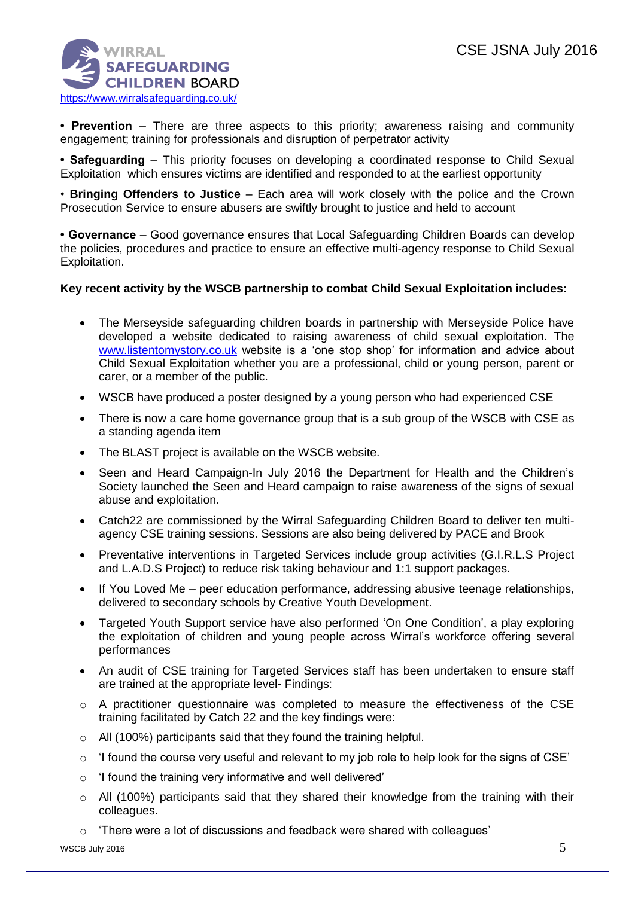• **Prevention** – There are three aspects to this priority; awareness raising and community engagement; training for professionals and disruption of perpetrator activity

• **Safeguarding** – This priority focuses on developing a coordinated response to Child Sexual Exploitation which ensures victims are identified and responded to at the earliest opportunity

• **Bringing Offenders to Justice** – Each area will work closely with the police and the Crown Prosecution Service to ensure abusers are swiftly brought to justice and held to account

• **Governance** – Good governance ensures that Local Safeguarding Children Boards can develop the policies, procedures and practice to ensure an effective multi-agency response to Child Sexual Exploitation.

**Key recent activity by the WSCB partnership to combat Child Sexual Exploitation includes:**

- The Merseyside safeguarding children boards in partnership with Merseyside Police have developed a website dedicated to raising awareness of child sexual exploitation. The www.listentomystory.co.uk website is a 'one stop shop' for information and advice about Child Sexual Exploitation whether you are a professional, child or young person, parent or carer, or a member of the public.
- WSCB have produced a poster designed by a young person who had experienced CSE
- There is now a care home governance group that is a sub group of the WSCB with CSE as a standing agenda item
- The BLAST project is available on the WSCB website.
- Seen and Heard Campaign-In July 2016 the Department for Health and the Children's Society launched the Seen and Heard campaign to raise awareness of the signs of sexual abuse and exploitation.
- Catch22 are commissioned by the Wirral Safeguarding Children Board to deliver ten multi-agency CSE training sessions. Sessions are also being delivered by PACE and Brook
- Preventative interventions in Targeted Services include group activities (G.I.R.L.S Project and L.A.D.S Project) to reduce risk taking behaviour and 1:1 support packages.
- If You Loved Me – peer education performance, addressing abusive teenage relationships, delivered to secondary schools by Creative Youth Development.
- Targeted Youth Support service have also performed 'On One Condition', a play exploring the exploitation of children and young people across Wirral's workforce offering several performances
- An audit of CSE training for Targeted Services staff has been undertaken to ensure staff are trained at the appropriate level- Findings:
  - A practitioner questionnaire was completed to measure the effectiveness of the CSE training facilitated by Catch 22 and the key findings were:
  - All (100%) participants said that they found the training helpful.
  - 'I found the course very useful and relevant to my job role to help look for the signs of CSE'
  - 'I found the training very informative and well delivered'
  - All (100%) participants said that they shared their knowledge from the training with their colleagues.
  - 'There were a lot of discussions and feedback were shared with colleagues'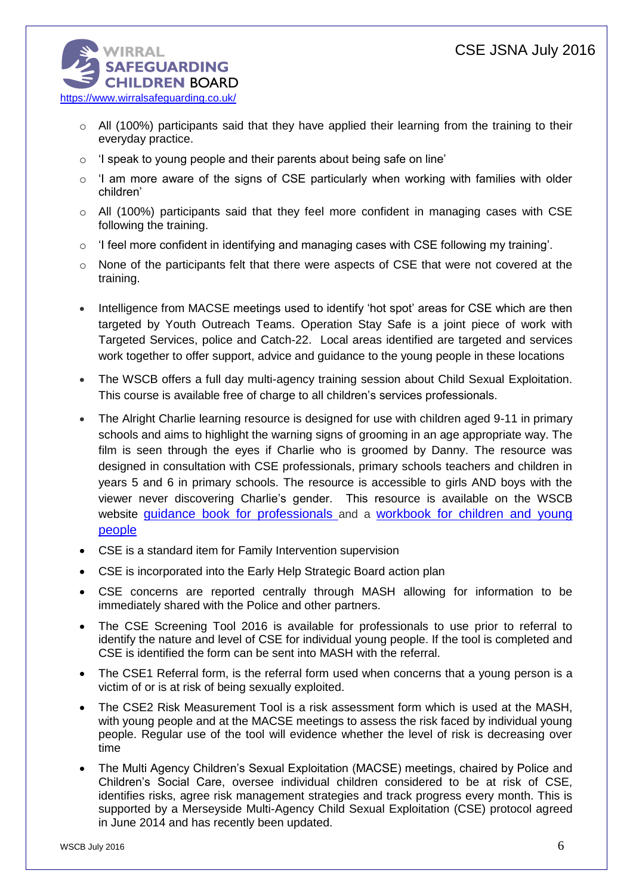- All (100%) participants said that they have applied their learning from the training to their everyday practice.
- 'I speak to young people and their parents about being safe on line'
- 'I am more aware of the signs of CSE particularly when working with families with older children'
- All (100%) participants said that they feel more confident in managing cases with CSE following the training.
- 'I feel more confident in identifying and managing cases with CSE following my training'.
- None of the participants felt that there were aspects of CSE that were not covered at the training.

- Intelligence from MACSE meetings used to identify 'hot spot' areas for CSE which are then targeted by Youth Outreach Teams. Operation Stay Safe is a joint piece of work with Targeted Services, police and Catch-22. Local areas identified are targeted and services work together to offer support, advice and guidance to the young people in these locations
- The WSCB offers a full day multi-agency training session about Child Sexual Exploitation. This course is available free of charge to all children's services professionals.
- The Alright Charlie learning resource is designed for use with children aged 9-11 in primary schools and aims to highlight the warning signs of grooming in an age appropriate way. The film is seen through the eyes if Charlie who is groomed by Danny. The resource was designed in consultation with CSE professionals, primary schools teachers and children in years 5 and 6 in primary schools. The resource is accessible to girls AND boys with the viewer never discovering Charlie's gender. This resource is available on the WSCB website guidance book for professionals and a workbook for children and young people
- CSE is a standard item for Family Intervention supervision
- CSE is incorporated into the Early Help Strategic Board action plan
- CSE concerns are reported centrally through MASH allowing for information to be immediately shared with the Police and other partners.
- The CSE Screening Tool 2016 is available for professionals to use prior to referral to identify the nature and level of CSE for individual young people. If the tool is completed and CSE is identified the form can be sent into MASH with the referral.
- The CSE1 Referral form, is the referral form used when concerns that a young person is a victim of or is at risk of being sexually exploited.
- The CSE2 Risk Measurement Tool is a risk assessment form which is used at the MASH, with young people and at the MACSE meetings to assess the risk faced by individual young people. Regular use of the tool will evidence whether the level of risk is decreasing over time
- The Multi Agency Children's Sexual Exploitation (MACSE) meetings, chaired by Police and Children's Social Care, oversee individual children considered to be at risk of CSE, identifies risks, agree risk management strategies and track progress every month. This is supported by a Merseyside Multi-Agency Child Sexual Exploitation (CSE) protocol agreed in June 2014 and has recently been updated.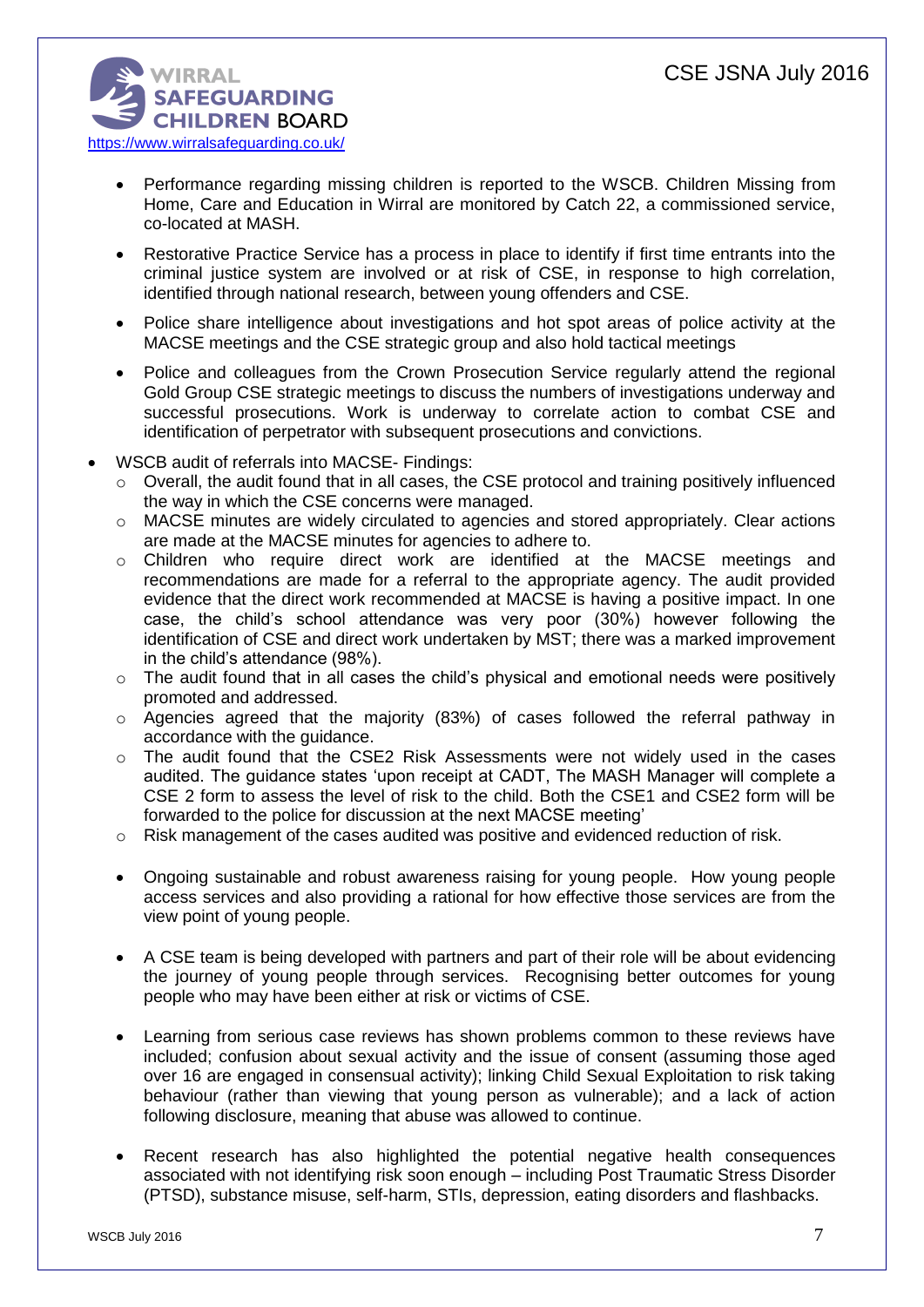- Performance regarding missing children is reported to the WSCB. Children Missing from Home, Care and Education in Wirral are monitored by Catch 22, a commissioned service, co-located at MASH.
- Restorative Practice Service has a process in place to identify if first time entrants into the criminal justice system are involved or at risk of CSE, in response to high correlation, identified through national research, between young offenders and CSE.
- Police share intelligence about investigations and hot spot areas of police activity at the MACSE meetings and the CSE strategic group and also hold tactical meetings
- Police and colleagues from the Crown Prosecution Service regularly attend the regional Gold Group CSE strategic meetings to discuss the numbers of investigations underway and successful prosecutions. Work is underway to correlate action to combat CSE and identification of perpetrator with subsequent prosecutions and convictions.

- WSCB audit of referrals into MACSE- Findings:
  - Overall, the audit found that in all cases, the CSE protocol and training positively influenced the way in which the CSE concerns were managed.
  - MACSE minutes are widely circulated to agencies and stored appropriately. Clear actions are made at the MACSE minutes for agencies to adhere to.
  - Children who require direct work are identified at the MACSE meetings and recommendations are made for a referral to the appropriate agency. The audit provided evidence that the direct work recommended at MACSE is having a positive impact. In one case, the child's school attendance was very poor (30%) however following the identification of CSE and direct work undertaken by MST; there was a marked improvement in the child's attendance (98%).
  - The audit found that in all cases the child's physical and emotional needs were positively promoted and addressed.
  - Agencies agreed that the majority (83%) of cases followed the referral pathway in accordance with the guidance.
  - The audit found that the CSE2 Risk Assessments were not widely used in the cases audited. The guidance states 'upon receipt at CADT, The MASH Manager will complete a CSE 2 form to assess the level of risk to the child. Both the CSE1 and CSE2 form will be forwarded to the police for discussion at the next MACSE meeting'
  - Risk management of the cases audited was positive and evidenced reduction of risk.

- Ongoing sustainable and robust awareness raising for young people. How young people access services and also providing a rational for how effective those services are from the view point of young people.
- A CSE team is being developed with partners and part of their role will be about evidencing the journey of young people through services. Recognising better outcomes for young people who may have been either at risk or victims of CSE.
- Learning from serious case reviews has shown problems common to these reviews have included; confusion about sexual activity and the issue of consent (assuming those aged over 16 are engaged in consensual activity); linking Child Sexual Exploitation to risk taking behaviour (rather than viewing that young person as vulnerable); and a lack of action following disclosure, meaning that abuse was allowed to continue.
- Recent research has also highlighted the potential negative health consequences associated with not identifying risk soon enough – including Post Traumatic Stress Disorder (PTSD), substance misuse, self-harm, STIs, depression, eating disorders and flashbacks.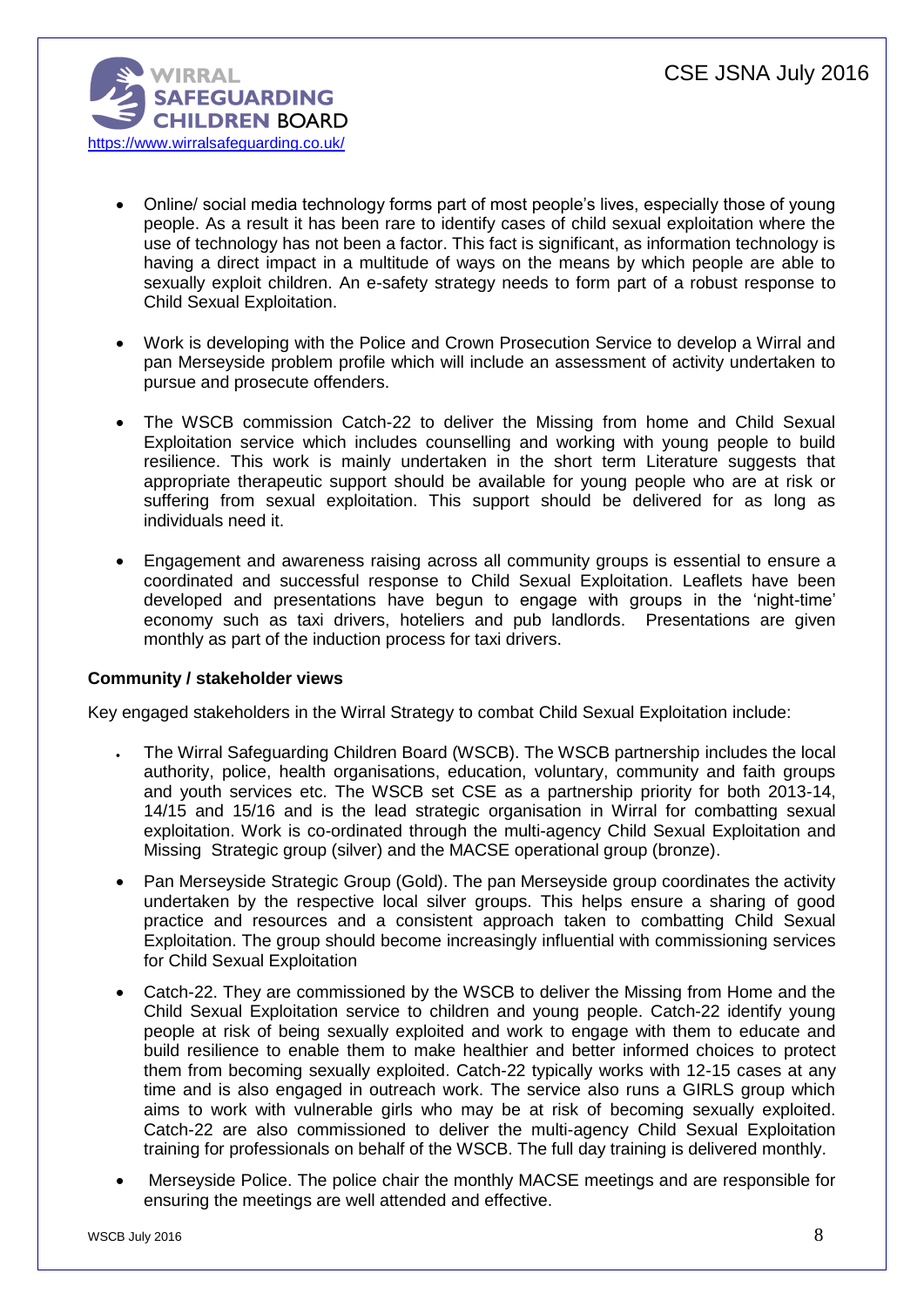- Online/ social media technology forms part of most people's lives, especially those of young people. As a result it has been rare to identify cases of child sexual exploitation where the use of technology has not been a factor. This fact is significant, as information technology is having a direct impact in a multitude of ways on the means by which people are able to sexually exploit children. An e-safety strategy needs to form part of a robust response to Child Sexual Exploitation.

- Work is developing with the Police and Crown Prosecution Service to develop a Wirral and pan Merseyside problem profile which will include an assessment of activity undertaken to pursue and prosecute offenders.

- The WSCB commission Catch-22 to deliver the Missing from home and Child Sexual Exploitation service which includes counselling and working with young people to build resilience. This work is mainly undertaken in the short term Literature suggests that appropriate therapeutic support should be available for young people who are at risk or suffering from sexual exploitation. This support should be delivered for as long as individuals need it.

- Engagement and awareness raising across all community groups is essential to ensure a coordinated and successful response to Child Sexual Exploitation. Leaflets have been developed and presentations have begun to engage with groups in the 'night-time' economy such as taxi drivers, hoteliers and pub landlords. Presentations are given monthly as part of the induction process for taxi drivers.

**Community / stakeholder views**

Key engaged stakeholders in the Wirral Strategy to combat Child Sexual Exploitation include:

- The Wirral Safeguarding Children Board (WSCB). The WSCB partnership includes the local authority, police, health organisations, education, voluntary, community and faith groups and youth services etc. The WSCB set CSE as a partnership priority for both 2013-14, 14/15 and 15/16 and is the lead strategic organisation in Wirral for combatting sexual exploitation. Work is co-ordinated through the multi-agency Child Sexual Exploitation and Missing Strategic group (silver) and the MACSE operational group (bronze).

- Pan Merseyside Strategic Group (Gold). The pan Merseyside group coordinates the activity undertaken by the respective local silver groups. This helps ensure a sharing of good practice and resources and a consistent approach taken to combatting Child Sexual Exploitation. The group should become increasingly influential with commissioning services for Child Sexual Exploitation

- Catch-22. They are commissioned by the WSCB to deliver the Missing from Home and the Child Sexual Exploitation service to children and young people. Catch-22 identify young people at risk of being sexually exploited and work to engage with them to educate and build resilience to enable them to make healthier and better informed choices to protect them from becoming sexually exploited. Catch-22 typically works with 12-15 cases at any time and is also engaged in outreach work. The service also runs a GIRLS group which aims to work with vulnerable girls who may be at risk of becoming sexually exploited. Catch-22 are also commissioned to deliver the multi-agency Child Sexual Exploitation training for professionals on behalf of the WSCB. The full day training is delivered monthly.

- Merseyside Police. The police chair the monthly MACSE meetings and are responsible for ensuring the meetings are well attended and effective.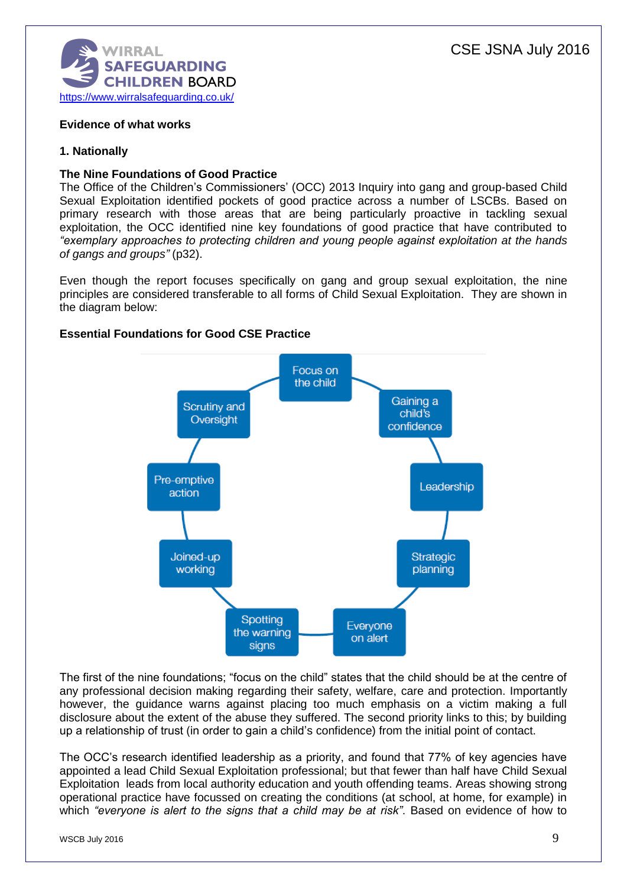## Evidence of what works

### 1. Nationally

**The Nine Foundations of Good Practice**

The Office of the Children's Commissioners' (OCC) 2013 Inquiry into gang and group-based Child Sexual Exploitation identified pockets of good practice across a number of LSCBs. Based on primary research with those areas that are being particularly proactive in tackling sexual exploitation, the OCC identified nine key foundations of good practice that have contributed to *"exemplary approaches to protecting children and young people against exploitation at the hands of gangs and groups"* (p32).

Even though the report focuses specifically on gang and group sexual exploitation, the nine principles are considered transferable to all forms of Child Sexual Exploitation. They are shown in the diagram below:

**Essential Foundations for Good CSE Practice**

- Focus on the child
- Gaining a child's confidence
- Leadership
- Strategic planning
- Everyone on alert
- Spotting the warning signs
- Joined-up working
- Pre-emptive action
- Scrutiny and Oversight

The first of the nine foundations; "focus on the child" states that the child should be at the centre of any professional decision making regarding their safety, welfare, care and protection. Importantly however, the guidance warns against placing too much emphasis on a victim making a full disclosure about the extent of the abuse they suffered. The second priority links to this; by building up a relationship of trust (in order to gain a child's confidence) from the initial point of contact.

The OCC's research identified leadership as a priority, and found that 77% of key agencies have appointed a lead Child Sexual Exploitation professional; but that fewer than half have Child Sexual Exploitation leads from local authority education and youth offending teams. Areas showing strong operational practice have focussed on creating the conditions (at school, at home, for example) in which *"everyone is alert to the signs that a child may be at risk"*. Based on evidence of how to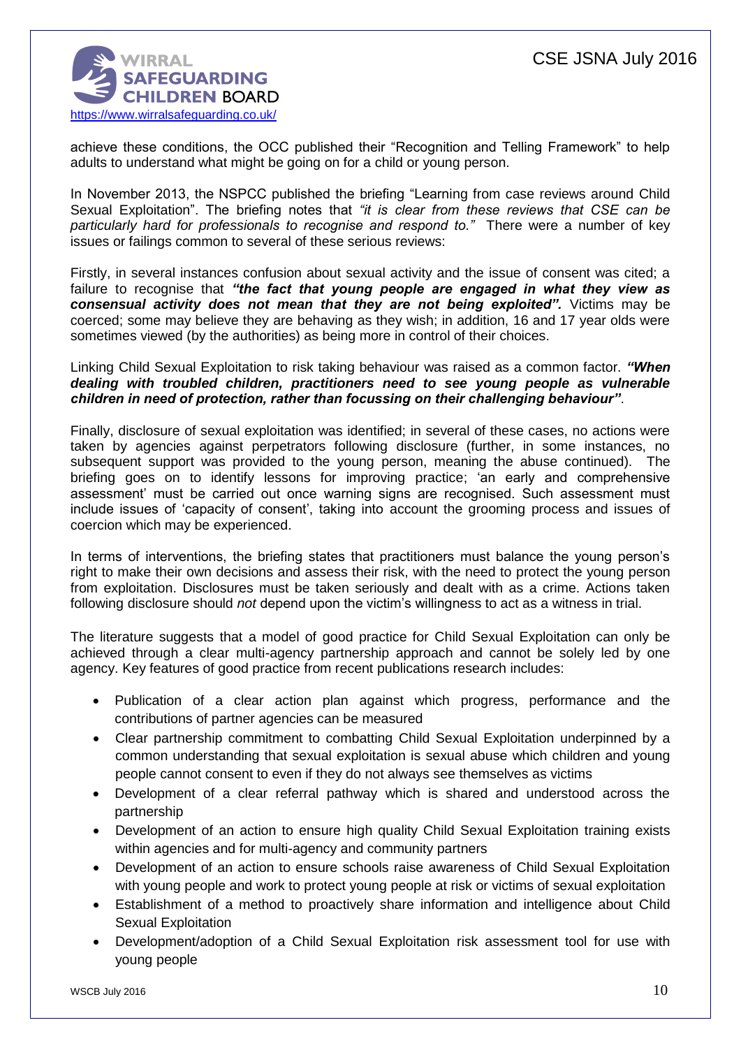achieve these conditions, the OCC published their "Recognition and Telling Framework" to help adults to understand what might be going on for a child or young person.

In November 2013, the NSPCC published the briefing "Learning from case reviews around Child Sexual Exploitation". The briefing notes that *"it is clear from these reviews that CSE can be particularly hard for professionals to recognise and respond to."* There were a number of key issues or failings common to several of these serious reviews:

Firstly, in several instances confusion about sexual activity and the issue of consent was cited; a failure to recognise that ***"the fact that young people are engaged in what they view as consensual activity does not mean that they are not being exploited".*** Victims may be coerced; some may believe they are behaving as they wish; in addition, 16 and 17 year olds were sometimes viewed (by the authorities) as being more in control of their choices.

Linking Child Sexual Exploitation to risk taking behaviour was raised as a common factor. ***"When dealing with troubled children, practitioners need to see young people as vulnerable children in need of protection, rather than focussing on their challenging behaviour"***.

Finally, disclosure of sexual exploitation was identified; in several of these cases, no actions were taken by agencies against perpetrators following disclosure (further, in some instances, no subsequent support was provided to the young person, meaning the abuse continued). The briefing goes on to identify lessons for improving practice; 'an early and comprehensive assessment' must be carried out once warning signs are recognised. Such assessment must include issues of 'capacity of consent', taking into account the grooming process and issues of coercion which may be experienced.

In terms of interventions, the briefing states that practitioners must balance the young person's right to make their own decisions and assess their risk, with the need to protect the young person from exploitation. Disclosures must be taken seriously and dealt with as a crime. Actions taken following disclosure should *not* depend upon the victim's willingness to act as a witness in trial.

The literature suggests that a model of good practice for Child Sexual Exploitation can only be achieved through a clear multi-agency partnership approach and cannot be solely led by one agency. Key features of good practice from recent publications research includes:

- Publication of a clear action plan against which progress, performance and the contributions of partner agencies can be measured
- Clear partnership commitment to combatting Child Sexual Exploitation underpinned by a common understanding that sexual exploitation is sexual abuse which children and young people cannot consent to even if they do not always see themselves as victims
- Development of a clear referral pathway which is shared and understood across the partnership
- Development of an action to ensure high quality Child Sexual Exploitation training exists within agencies and for multi-agency and community partners
- Development of an action to ensure schools raise awareness of Child Sexual Exploitation with young people and work to protect young people at risk or victims of sexual exploitation
- Establishment of a method to proactively share information and intelligence about Child Sexual Exploitation
- Development/adoption of a Child Sexual Exploitation risk assessment tool for use with young people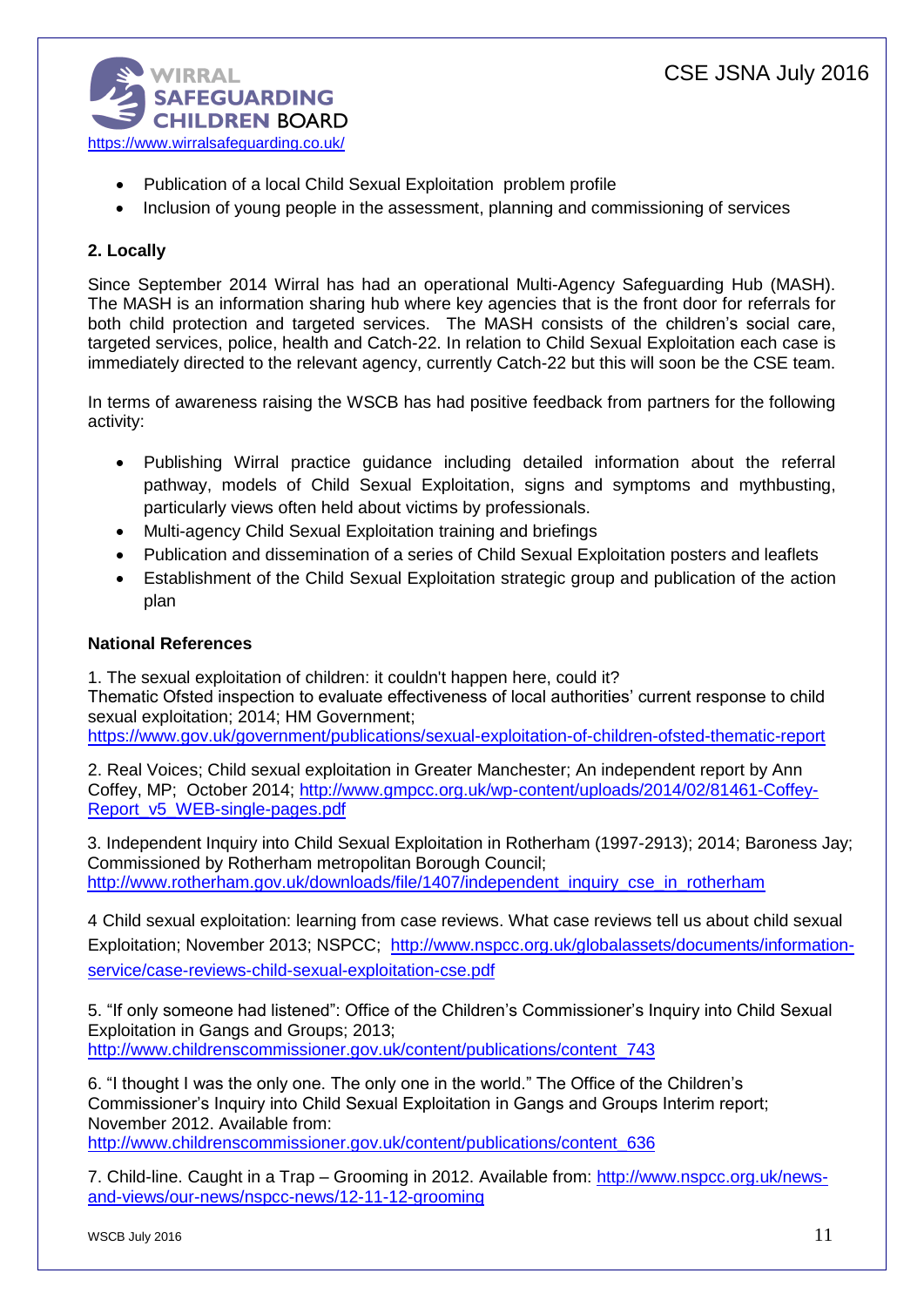- Publication of a local Child Sexual Exploitation problem profile
- Inclusion of young people in the assessment, planning and commissioning of services

**2. Locally**

Since September 2014 Wirral has had an operational Multi-Agency Safeguarding Hub (MASH). The MASH is an information sharing hub where key agencies that is the front door for referrals for both child protection and targeted services. The MASH consists of the children's social care, targeted services, police, health and Catch-22. In relation to Child Sexual Exploitation each case is immediately directed to the relevant agency, currently Catch-22 but this will soon be the CSE team.

In terms of awareness raising the WSCB has had positive feedback from partners for the following activity:

- Publishing Wirral practice guidance including detailed information about the referral pathway, models of Child Sexual Exploitation, signs and symptoms and mythbusting, particularly views often held about victims by professionals.
- Multi-agency Child Sexual Exploitation training and briefings
- Publication and dissemination of a series of Child Sexual Exploitation posters and leaflets
- Establishment of the Child Sexual Exploitation strategic group and publication of the action plan

**National References**

1. The sexual exploitation of children: it couldn't happen here, could it?
Thematic Ofsted inspection to evaluate effectiveness of local authorities' current response to child sexual exploitation; 2014; HM Government;
https://www.gov.uk/government/publications/sexual-exploitation-of-children-ofsted-thematic-report

2. Real Voices; Child sexual exploitation in Greater Manchester; An independent report by Ann Coffey, MP; October 2014; http://www.gmpcc.org.uk/wp-content/uploads/2014/02/81461-Coffey-Report_v5_WEB-single-pages.pdf

3. Independent Inquiry into Child Sexual Exploitation in Rotherham (1997-2913); 2014; Baroness Jay; Commissioned by Rotherham metropolitan Borough Council;
http://www.rotherham.gov.uk/downloads/file/1407/independent_inquiry_cse_in_rotherham

4 Child sexual exploitation: learning from case reviews. What case reviews tell us about child sexual Exploitation; November 2013; NSPCC; http://www.nspcc.org.uk/globalassets/documents/information-service/case-reviews-child-sexual-exploitation-cse.pdf

5. "If only someone had listened": Office of the Children's Commissioner's Inquiry into Child Sexual Exploitation in Gangs and Groups; 2013;
http://www.childrenscommissioner.gov.uk/content/publications/content_743

6. "I thought I was the only one. The only one in the world." The Office of the Children's Commissioner's Inquiry into Child Sexual Exploitation in Gangs and Groups Interim report; November 2012. Available from:
http://www.childrenscommissioner.gov.uk/content/publications/content_636

7. Child-line. Caught in a Trap – Grooming in 2012. Available from: http://www.nspcc.org.uk/news-and-views/our-news/nspcc-news/12-11-12-grooming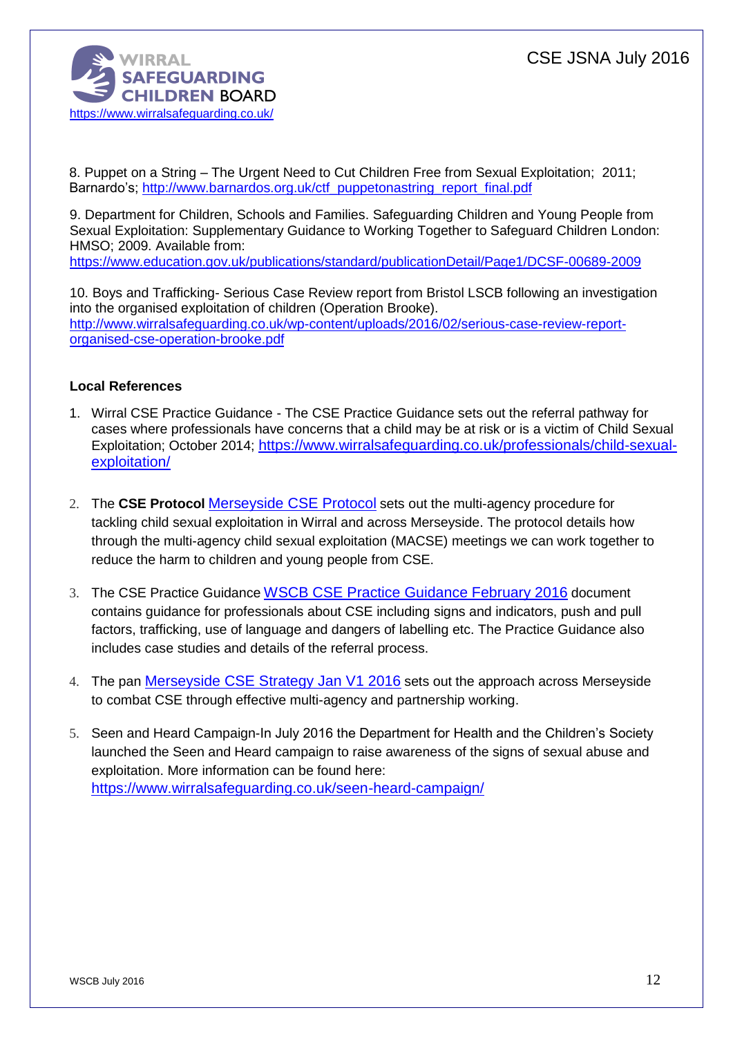8. Puppet on a String – The Urgent Need to Cut Children Free from Sexual Exploitation; 2011; Barnardo's; http://www.barnardos.org.uk/ctf_puppetonastring_report_final.pdf

9. Department for Children, Schools and Families. Safeguarding Children and Young People from Sexual Exploitation: Supplementary Guidance to Working Together to Safeguard Children London: HMSO; 2009. Available from: https://www.education.gov.uk/publications/standard/publicationDetail/Page1/DCSF-00689-2009

10. Boys and Trafficking- Serious Case Review report from Bristol LSCB following an investigation into the organised exploitation of children (Operation Brooke). http://www.wirralsafeguarding.co.uk/wp-content/uploads/2016/02/serious-case-review-report-organised-cse-operation-brooke.pdf

**Local References**

1. Wirral CSE Practice Guidance - The CSE Practice Guidance sets out the referral pathway for cases where professionals have concerns that a child may be at risk or is a victim of Child Sexual Exploitation; October 2014; https://www.wirralsafeguarding.co.uk/professionals/child-sexual-exploitation/

2. The **CSE Protocol** Merseyside CSE Protocol sets out the multi-agency procedure for tackling child sexual exploitation in Wirral and across Merseyside. The protocol details how through the multi-agency child sexual exploitation (MACSE) meetings we can work together to reduce the harm to children and young people from CSE.

3. The CSE Practice Guidance WSCB CSE Practice Guidance February 2016 document contains guidance for professionals about CSE including signs and indicators, push and pull factors, trafficking, use of language and dangers of labelling etc. The Practice Guidance also includes case studies and details of the referral process.

4. The pan Merseyside CSE Strategy Jan V1 2016 sets out the approach across Merseyside to combat CSE through effective multi-agency and partnership working.

5. Seen and Heard Campaign-In July 2016 the Department for Health and the Children's Society launched the Seen and Heard campaign to raise awareness of the signs of sexual abuse and exploitation. More information can be found here: https://www.wirralsafeguarding.co.uk/seen-heard-campaign/